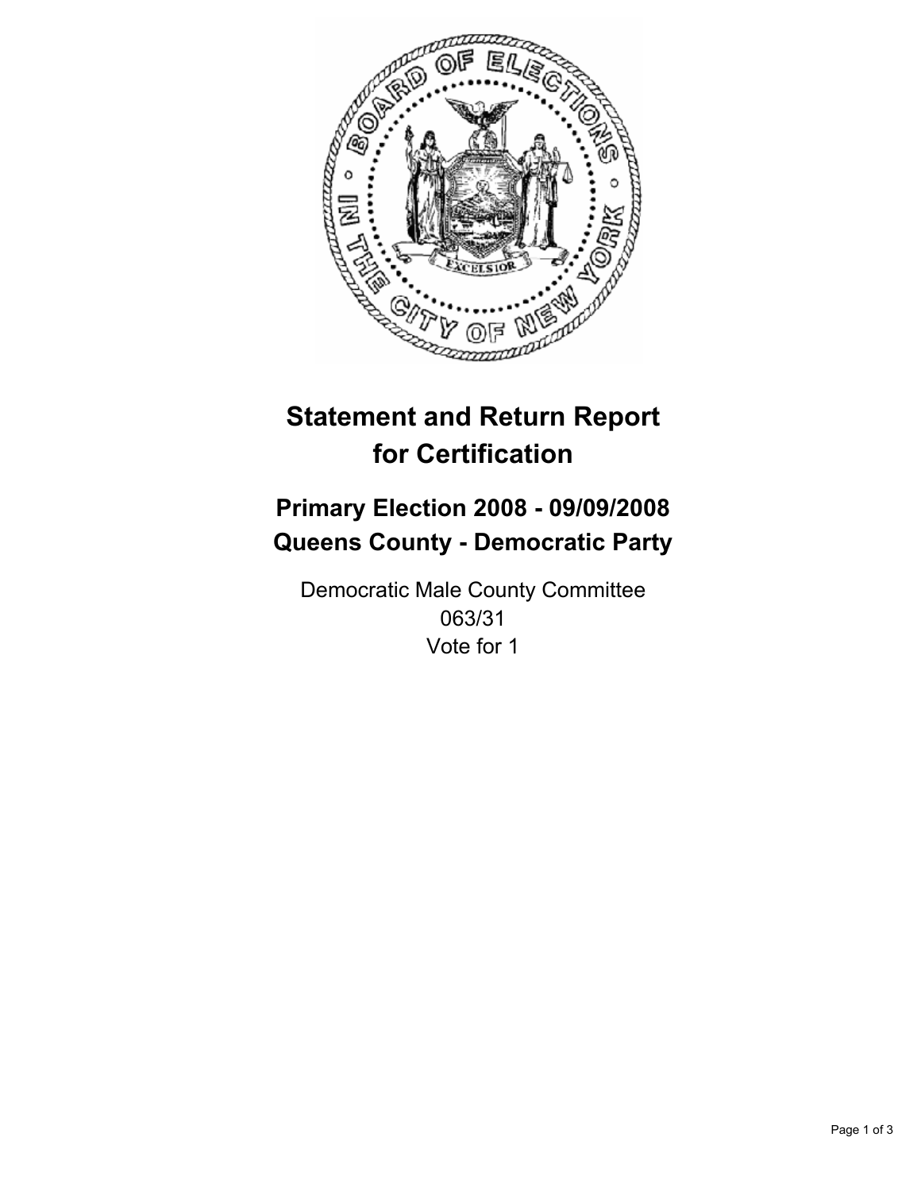# Statement and Return Report for Certification

## Primary Election 2008 - 09/09/2008
## Queens County - Democratic Party

Democratic Male County Committee
063/31
Vote for 1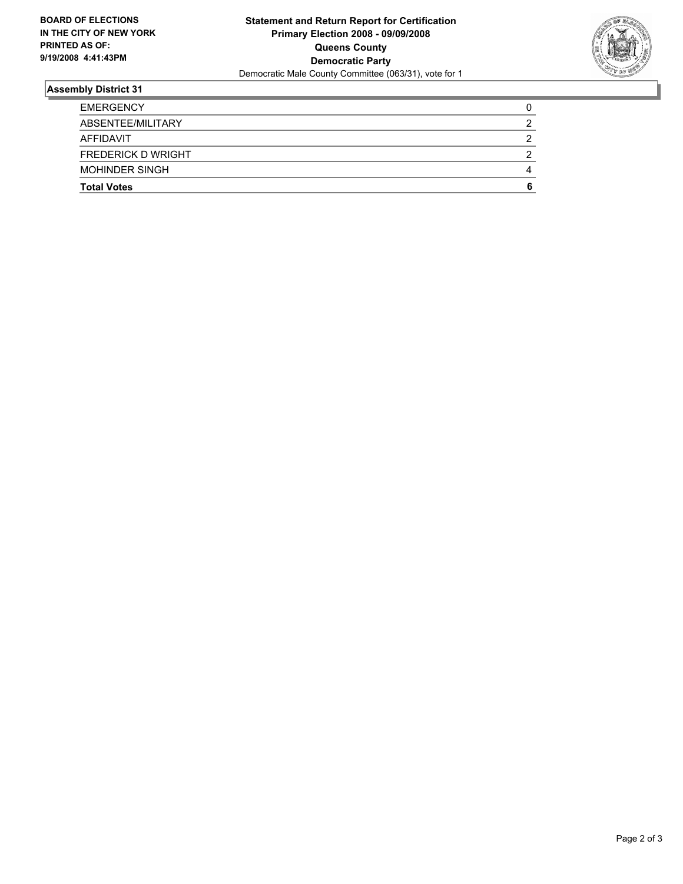**BOARD OF ELECTIONS IN THE CITY OF NEW YORK PRINTED AS OF: 9/19/2008 4:41:43PM**

**Statement and Return Report for Certification**
**Primary Election 2008 - 09/09/2008**
**Queens County**
**Democratic Party**
Democratic Male County Committee (063/31), vote for 1

## Assembly District 31

| | |
|---|---|
| EMERGENCY | 0 |
| ABSENTEE/MILITARY | 2 |
| AFFIDAVIT | 2 |
| FREDERICK D WRIGHT | 2 |
| MOHINDER SINGH | 4 |
| **Total Votes** | **6** |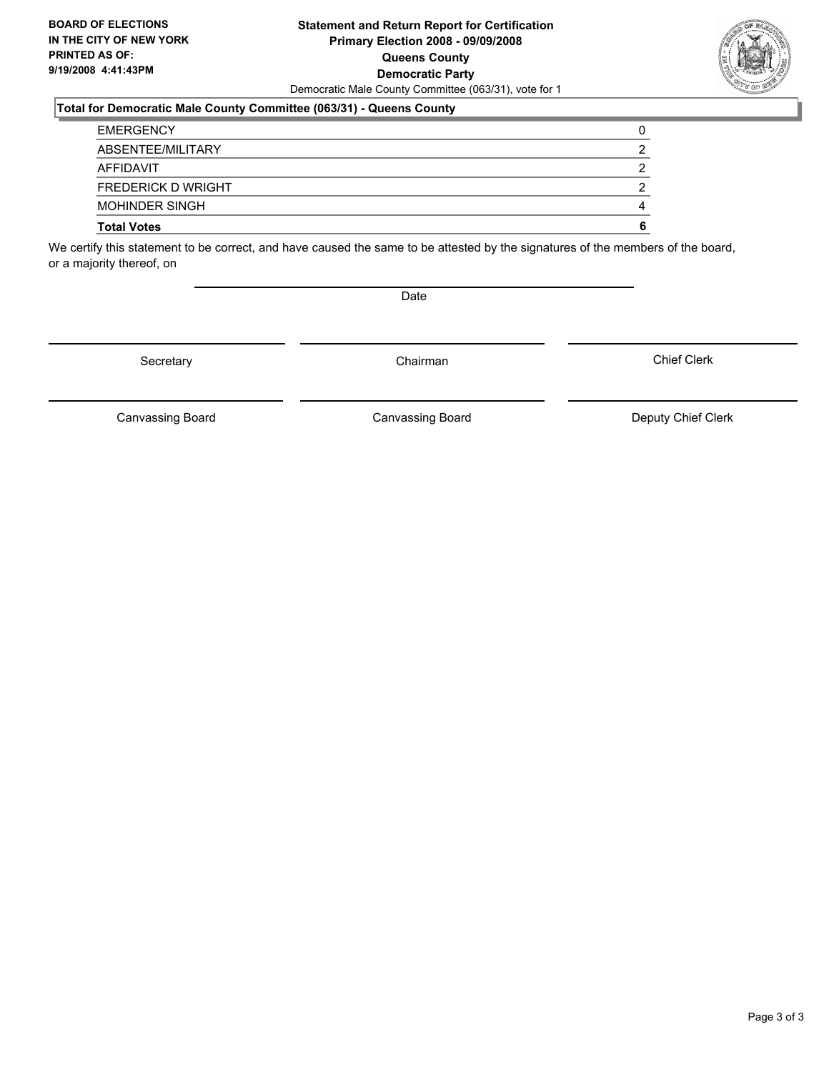**BOARD OF ELECTIONS IN THE CITY OF NEW YORK PRINTED AS OF: 9/19/2008 4:41:43PM**

**Statement and Return Report for Certification**
**Primary Election 2008 - 09/09/2008**
**Queens County**
**Democratic Party**
Democratic Male County Committee (063/31), vote for 1

### Total for Democratic Male County Committee (063/31) - Queens County

| | |
|---|---|
| EMERGENCY | 0 |
| ABSENTEE/MILITARY | 2 |
| AFFIDAVIT | 2 |
| FREDERICK D WRIGHT | 2 |
| MOHINDER SINGH | 4 |
| **Total Votes** | **6** |

We certify this statement to be correct, and have caused the same to be attested by the signatures of the members of the board, or a majority thereof, on

Date

Secretary | Chairman | Chief Clerk

Canvassing Board | Canvassing Board | Deputy Chief Clerk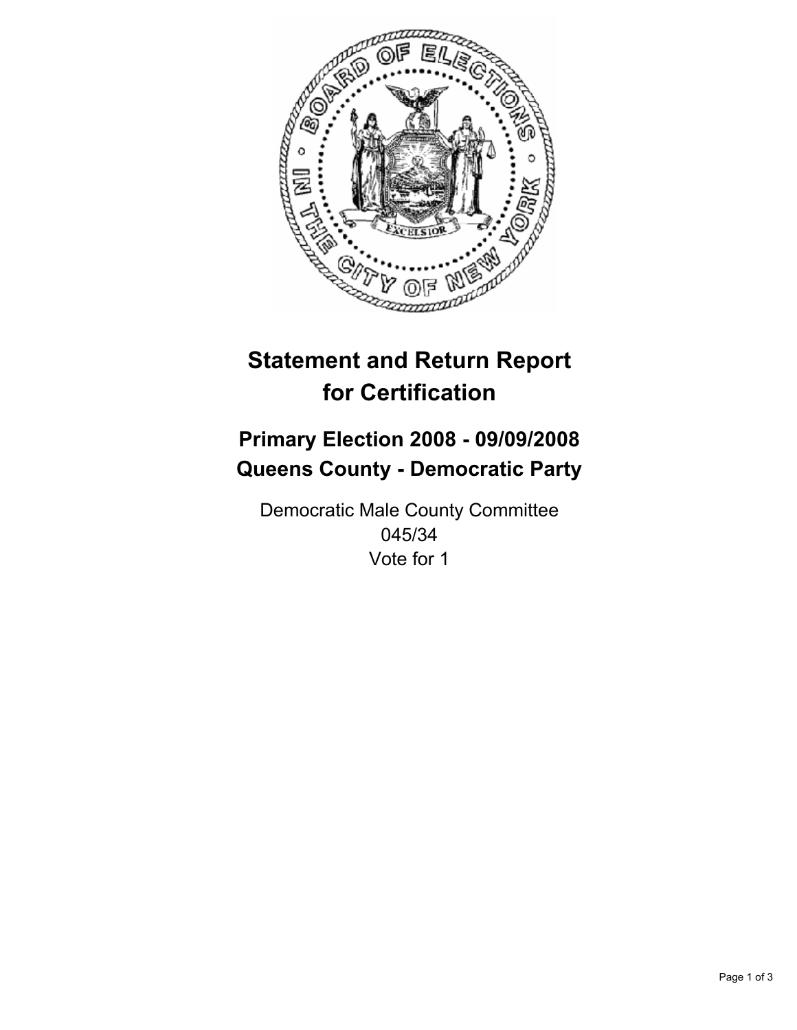# Statement and Return Report for Certification

## Primary Election 2008 - 09/09/2008
## Queens County - Democratic Party

Democratic Male County Committee
045/34
Vote for 1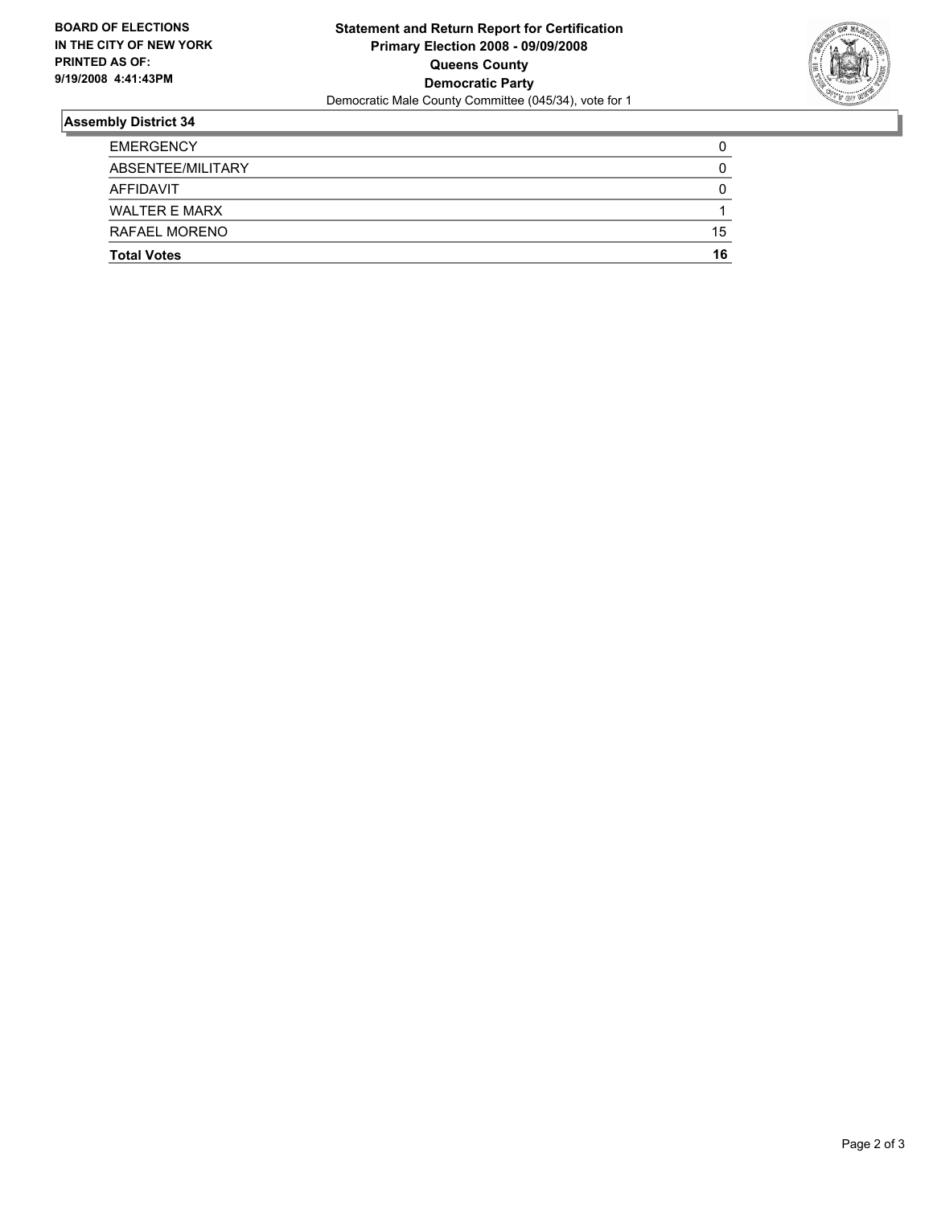**BOARD OF ELECTIONS IN THE CITY OF NEW YORK PRINTED AS OF: 9/19/2008 4:41:43PM**

**Statement and Return Report for Certification**
**Primary Election 2008 - 09/09/2008**
**Queens County**
**Democratic Party**
Democratic Male County Committee (045/34), vote for 1

## Assembly District 34

| | |
|---|---|
| EMERGENCY | 0 |
| ABSENTEE/MILITARY | 0 |
| AFFIDAVIT | 0 |
| WALTER E MARX | 1 |
| RAFAEL MORENO | 15 |
| **Total Votes** | **16** |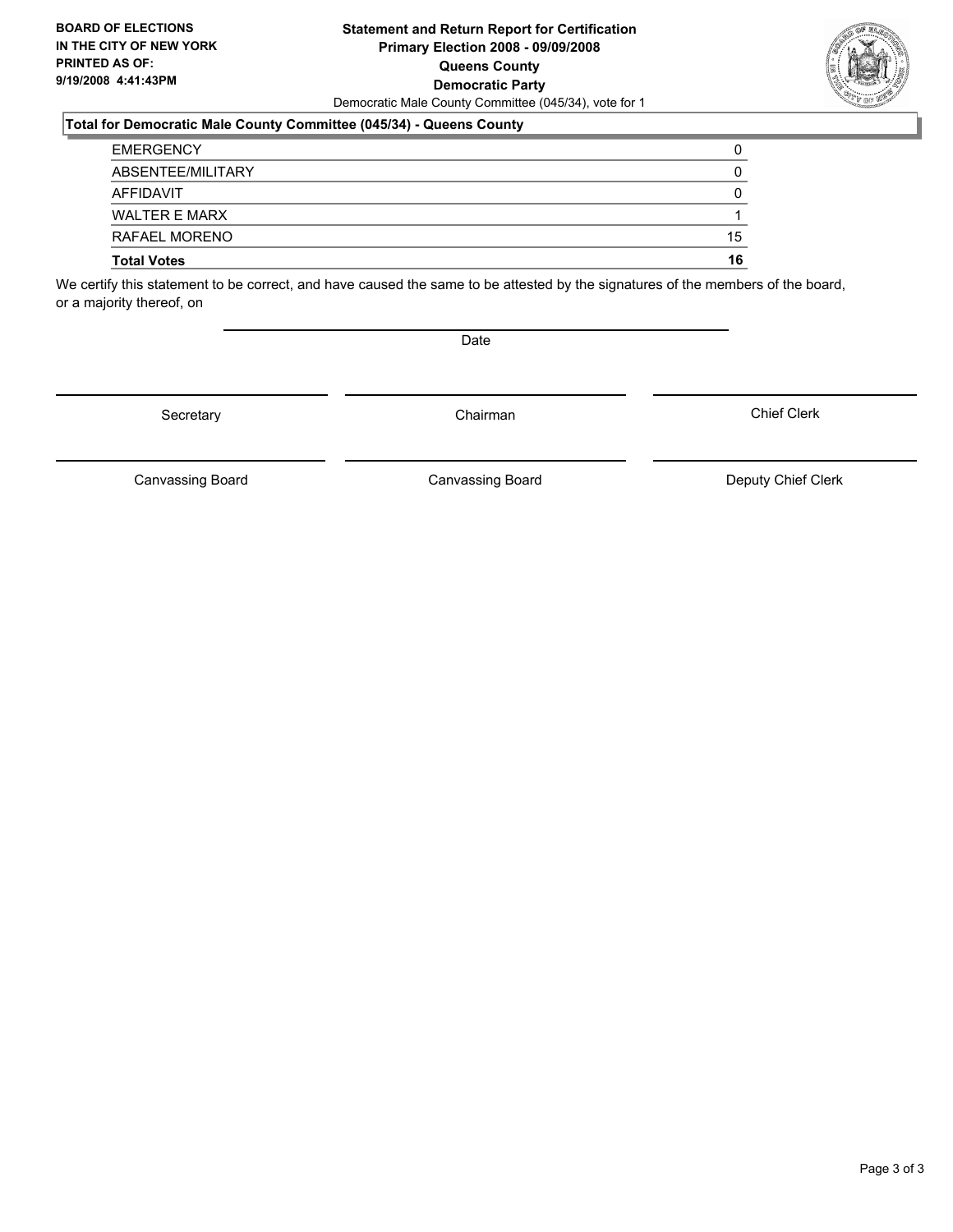**BOARD OF ELECTIONS IN THE CITY OF NEW YORK PRINTED AS OF: 9/19/2008 4:41:43PM**

**Statement and Return Report for Certification**
**Primary Election 2008 - 09/09/2008**
**Queens County**
**Democratic Party**
Democratic Male County Committee (045/34), vote for 1

**Total for Democratic Male County Committee (045/34) - Queens County**

| | |
|---|---|
| EMERGENCY | 0 |
| ABSENTEE/MILITARY | 0 |
| AFFIDAVIT | 0 |
| WALTER E MARX | 1 |
| RAFAEL MORENO | 15 |
| **Total Votes** | **16** |

We certify this statement to be correct, and have caused the same to be attested by the signatures of the members of the board, or a majority thereof, on

Date

Secretary | Chairman | Chief Clerk

Canvassing Board | Canvassing Board | Deputy Chief Clerk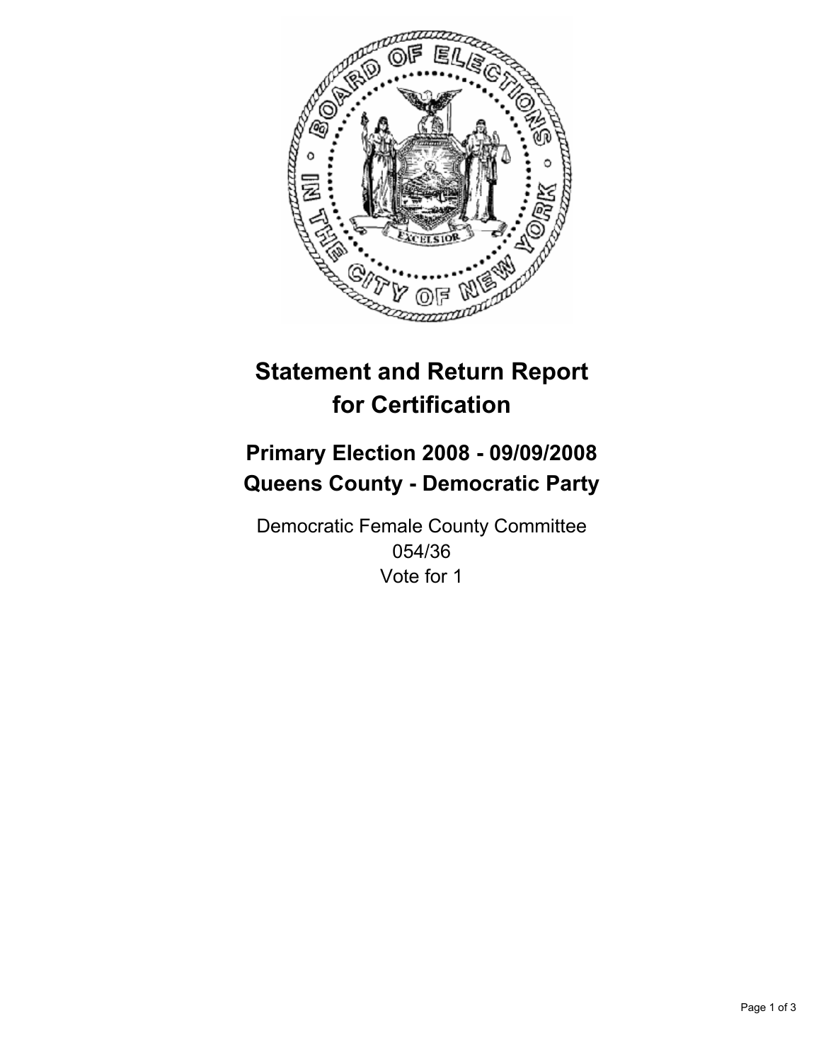# Statement and Return Report for Certification

## Primary Election 2008 - 09/09/2008
## Queens County - Democratic Party

Democratic Female County Committee
054/36
Vote for 1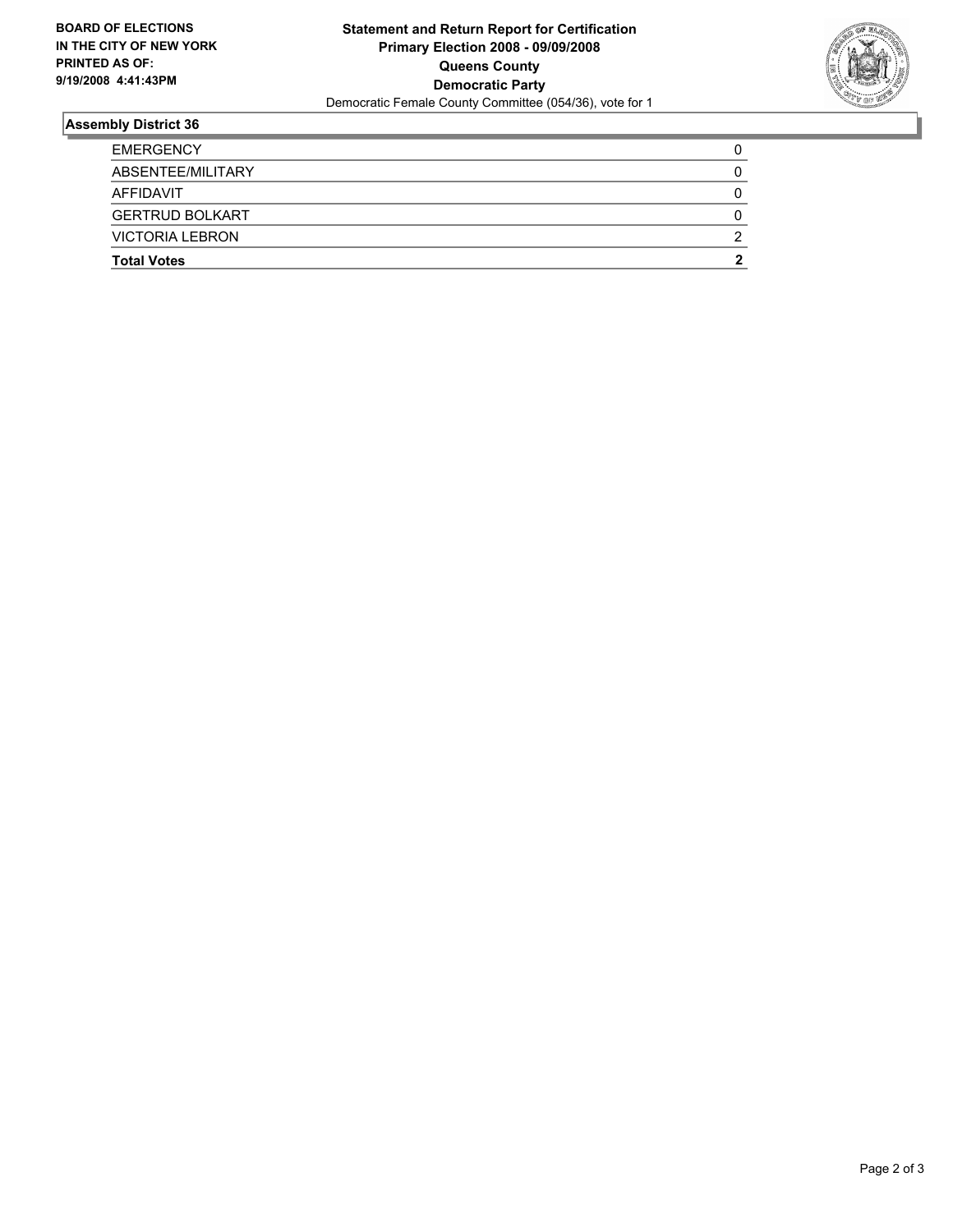**BOARD OF ELECTIONS IN THE CITY OF NEW YORK PRINTED AS OF: 9/19/2008 4:41:43PM**

**Statement and Return Report for Certification**
**Primary Election 2008 - 09/09/2008**
**Queens County**
**Democratic Party**
Democratic Female County Committee (054/36), vote for 1

## Assembly District 36

| | |
|---|---|
| EMERGENCY | 0 |
| ABSENTEE/MILITARY | 0 |
| AFFIDAVIT | 0 |
| GERTRUD BOLKART | 0 |
| VICTORIA LEBRON | 2 |
| **Total Votes** | **2** |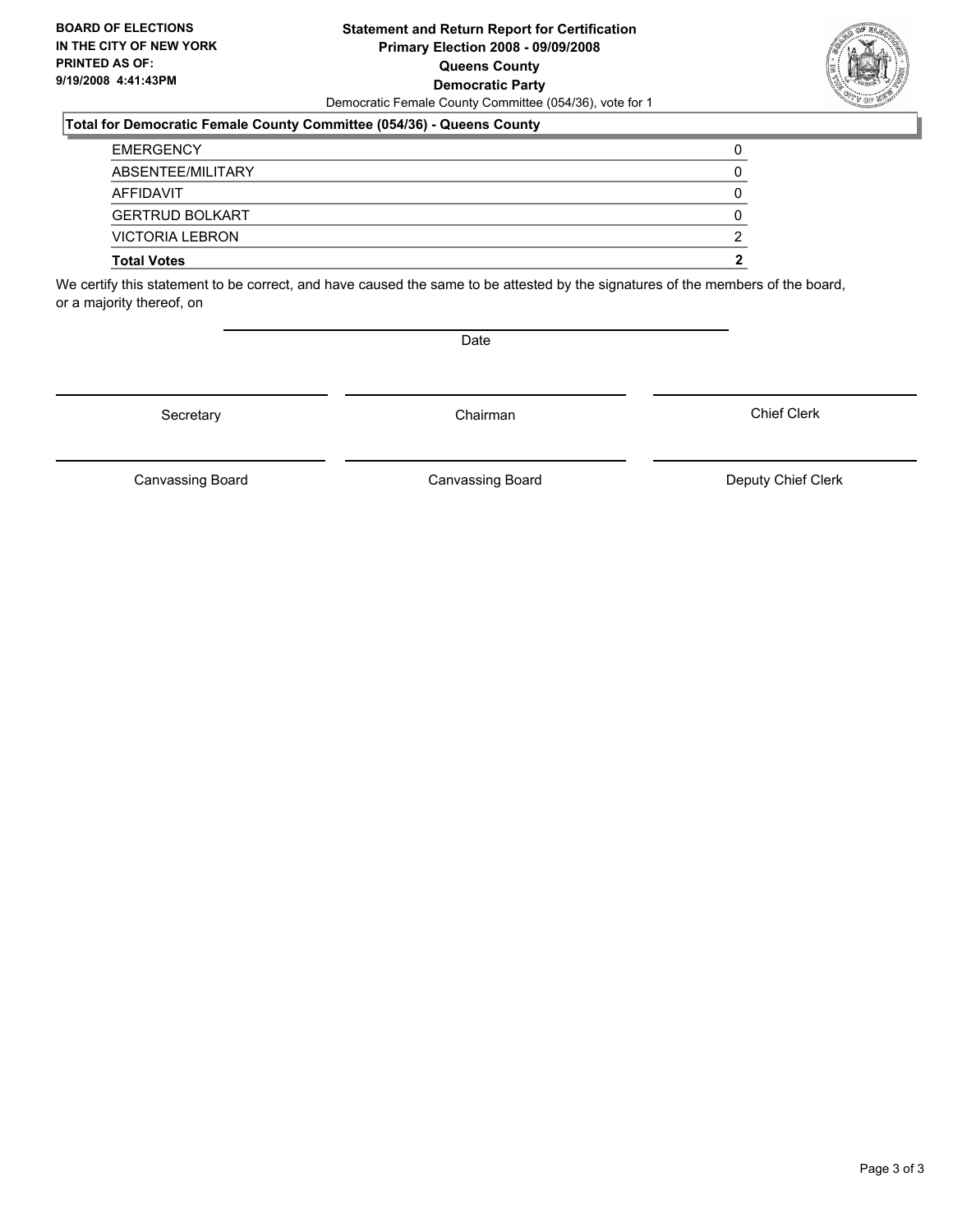**BOARD OF ELECTIONS IN THE CITY OF NEW YORK PRINTED AS OF: 9/19/2008 4:41:43PM**

**Statement and Return Report for Certification**
**Primary Election 2008 - 09/09/2008**
**Queens County**
**Democratic Party**
Democratic Female County Committee (054/36), vote for 1

**Total for Democratic Female County Committee (054/36) - Queens County**

| | |
|---|---|
| EMERGENCY | 0 |
| ABSENTEE/MILITARY | 0 |
| AFFIDAVIT | 0 |
| GERTRUD BOLKART | 0 |
| VICTORIA LEBRON | 2 |
| **Total Votes** | **2** |

We certify this statement to be correct, and have caused the same to be attested by the signatures of the members of the board, or a majority thereof, on

Date

Secretary | Chairman | Chief Clerk

Canvassing Board | Canvassing Board | Deputy Chief Clerk